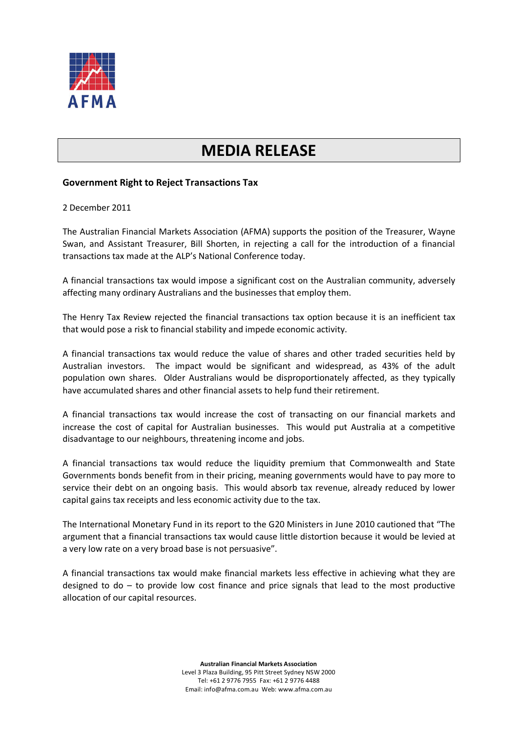AFMA

# MEDIA RELEASE

## Government Right to Reject Transactions Tax

2 December 2011

The Australian Financial Markets Association (AFMA) supports the position of the Treasurer, Wayne Swan, and Assistant Treasurer, Bill Shorten, in rejecting a call for the introduction of a financial transactions tax made at the ALP's National Conference today.

A financial transactions tax would impose a significant cost on the Australian community, adversely affecting many ordinary Australians and the businesses that employ them.

The Henry Tax Review rejected the financial transactions tax option because it is an inefficient tax that would pose a risk to financial stability and impede economic activity.

A financial transactions tax would reduce the value of shares and other traded securities held by Australian investors. The impact would be significant and widespread, as 43% of the adult population own shares. Older Australians would be disproportionately affected, as they typically have accumulated shares and other financial assets to help fund their retirement.

A financial transactions tax would increase the cost of transacting on our financial markets and increase the cost of capital for Australian businesses. This would put Australia at a competitive disadvantage to our neighbours, threatening income and jobs.

A financial transactions tax would reduce the liquidity premium that Commonwealth and State Governments bonds benefit from in their pricing, meaning governments would have to pay more to service their debt on an ongoing basis. This would absorb tax revenue, already reduced by lower capital gains tax receipts and less economic activity due to the tax.

The International Monetary Fund in its report to the G20 Ministers in June 2010 cautioned that "The argument that a financial transactions tax would cause little distortion because it would be levied at a very low rate on a very broad base is not persuasive".

A financial transactions tax would make financial markets less effective in achieving what they are designed to do – to provide low cost finance and price signals that lead to the most productive allocation of our capital resources.

**Australian Financial Markets Association**
Level 3 Plaza Building, 95 Pitt Street Sydney NSW 2000
Tel: +61 2 9776 7955 Fax: +61 2 9776 4488
Email: info@afma.com.au Web: www.afma.com.au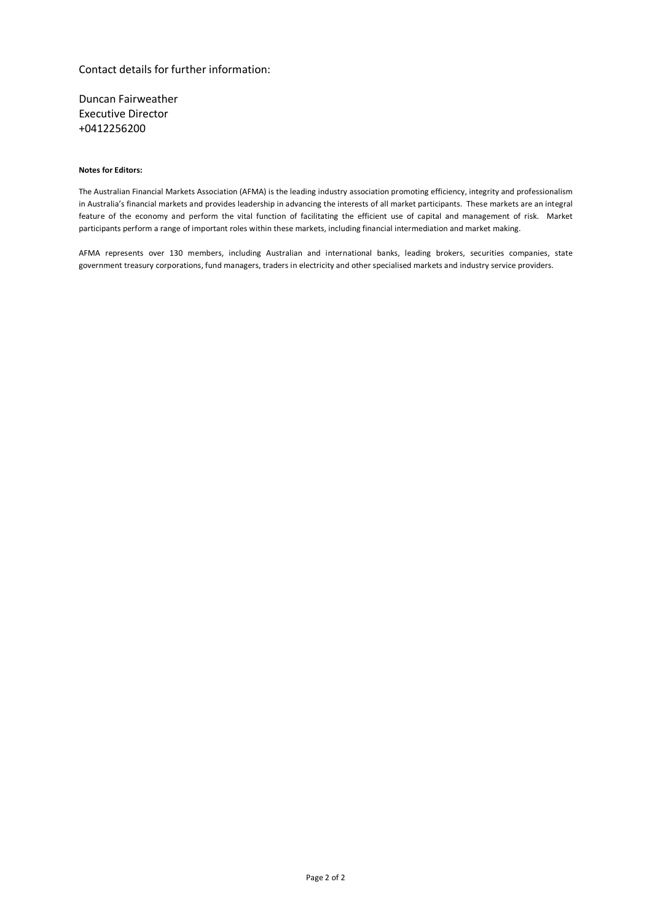Contact details for further information:

Duncan Fairweather
Executive Director
+0412256200

**Notes for Editors:**

The Australian Financial Markets Association (AFMA) is the leading industry association promoting efficiency, integrity and professionalism in Australia's financial markets and provides leadership in advancing the interests of all market participants. These markets are an integral feature of the economy and perform the vital function of facilitating the efficient use of capital and management of risk. Market participants perform a range of important roles within these markets, including financial intermediation and market making.

AFMA represents over 130 members, including Australian and international banks, leading brokers, securities companies, state government treasury corporations, fund managers, traders in electricity and other specialised markets and industry service providers.